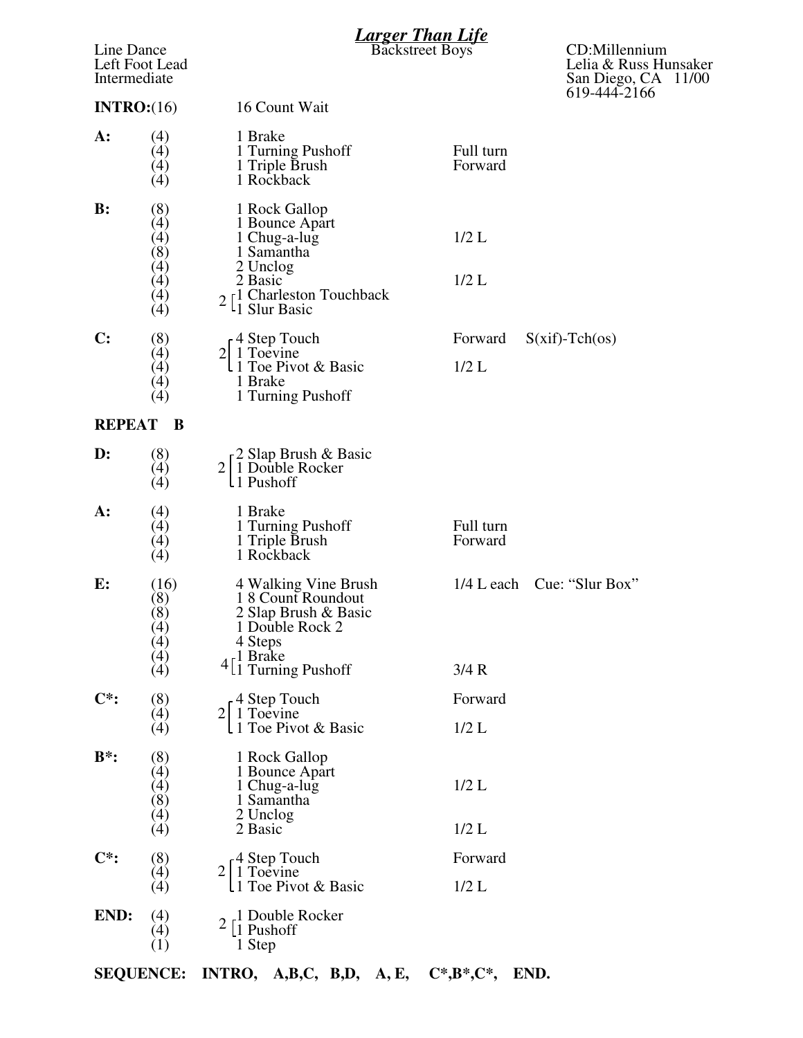# *Larger Than Life*

Backstreet Boys

Line Dance
Left Foot Lead
Intermediate

CD:Millennium
Lelia & Russ Hunsaker
San Diego, CA 11/00
619-444-2166

**INTRO:**(16) 16 Count Wait

| | Counts | Step | Direction | Notes |
|---|---|---|---|---|
| **A:** | (4) | 1 Brake | | |
| | (4) | 1 Turning Pushoff | Full turn | |
| | (4) | 1 Triple Brush | Forward | |
| | (4) | 1 Rockback | | |
| **B:** | (8) | 1 Rock Gallop | | |
| | (4) | 1 Bounce Apart | | |
| | (4) | 1 Chug-a-lug | 1/2 L | |
| | (8) | 1 Samantha | | |
| | (4) | 2 Unclog | | |
| | (4) | 2 Basic | 1/2 L | |
| | (4) | 2 [ 1 Charleston Touchback | | |
| | (4) | 1 Slur Basic ] | | |
| **C:** | (8) | 2 [ 4 Step Touch | Forward | S(xif)-Tch(os) |
| | (4) | 1 Toevine | | |
| | (4) | 1 Toe Pivot & Basic ] | 1/2 L | |
| | (4) | 1 Brake | | |
| | (4) | 1 Turning Pushoff | | |

**REPEAT B**

| | Counts | Step | Direction | Notes |
|---|---|---|---|---|
| **D:** | (8) | 2 [ 2 Slap Brush & Basic | | |
| | (4) | 1 Double Rocker | | |
| | (4) | 1 Pushoff ] | | |
| **A:** | (4) | 1 Brake | | |
| | (4) | 1 Turning Pushoff | Full turn | |
| | (4) | 1 Triple Brush | Forward | |
| | (4) | 1 Rockback | | |
| **E:** | (16) | 4 Walking Vine Brush | 1/4 L each | Cue: "Slur Box" |
| | (8) | 1 8 Count Roundout | | |
| | (8) | 2 Slap Brush & Basic | | |
| | (4) | 1 Double Rock 2 | | |
| | (4) | 4 Steps | | |
| | (4) | 4 [ 1 Brake | | |
| | (4) | 1 Turning Pushoff ] | 3/4 R | |
| **C\*:** | (8) | 2 [ 4 Step Touch | Forward | |
| | (4) | 1 Toevine | | |
| | (4) | 1 Toe Pivot & Basic ] | 1/2 L | |
| **B\*:** | (8) | 1 Rock Gallop | | |
| | (4) | 1 Bounce Apart | | |
| | (4) | 1 Chug-a-lug | 1/2 L | |
| | (8) | 1 Samantha | | |
| | (4) | 2 Unclog | | |
| | (4) | 2 Basic | 1/2 L | |
| **C\*:** | (8) | 2 [ 4 Step Touch | Forward | |
| | (4) | 1 Toevine | | |
| | (4) | 1 Toe Pivot & Basic ] | 1/2 L | |
| **END:** | (4) | 2 [ 1 Double Rocker | | |
| | (4) | 1 Pushoff ] | | |
| | (1) | 1 Step | | |

**SEQUENCE: INTRO, A,B,C, B,D, A, E, C\*,B\*,C\*, END.**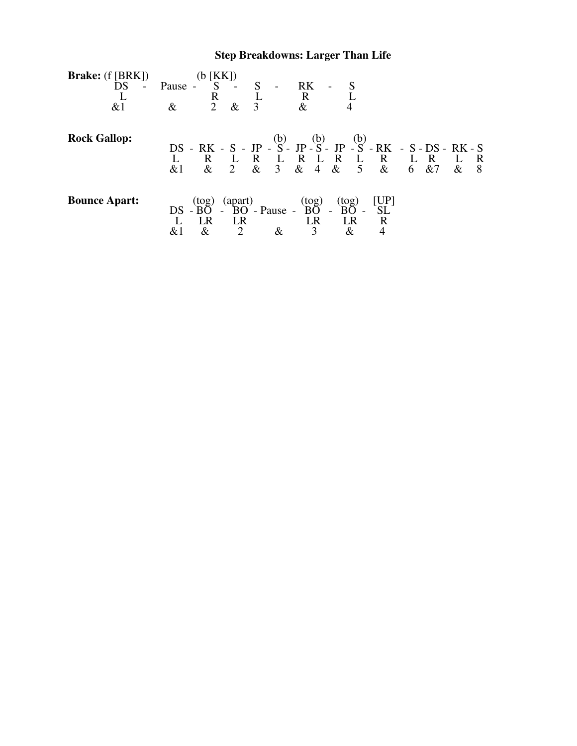# Step Breakdowns: Larger Than Life

**Brake:** (f [BRK]) (b [KK])

```
DS  -  Pause -  S  -   S  -   RK  -   S
L               R      L      R       L
&1     &        2   &  3      &       4
```

**Rock Gallop:**

```
                           (b)      (b)      (b)
DS - RK - S - JP - S - JP - S - JP - S - RK - S - DS - RK - S
L    R    L   R    L   R    L   R    L   R    L   R    L    R
&1   &    2   &    3   &    4   &    5   &    6   &7   &    8
```

**Bounce Apart:**

```
    (tog)  (apart)           (tog)   (tog)  [UP]
DS - BO  -  BO  - Pause  -  BO   -  BO  -  SL
L    LR     LR              LR      LR     R
&1   &      2       &       3       &      4
```